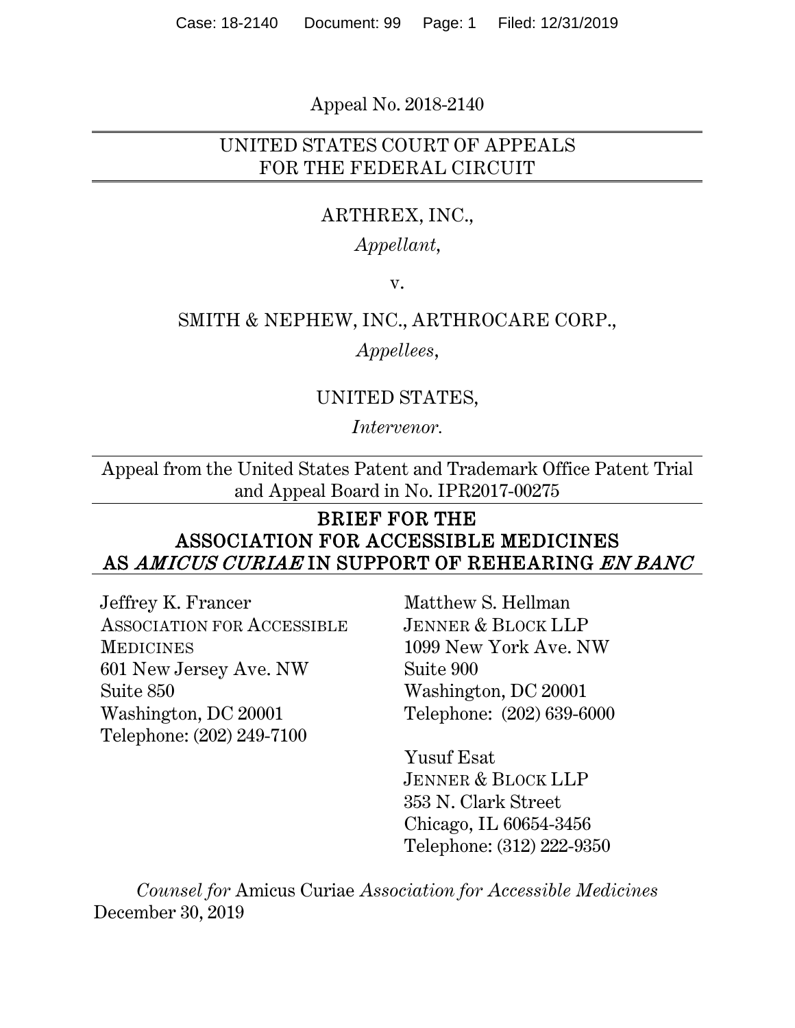Appeal No. 2018-2140

UNITED STATES COURT OF APPEALS
FOR THE FEDERAL CIRCUIT

ARTHREX, INC.,

*Appellant*,

v.

SMITH & NEPHEW, INC., ARTHROCARE CORP.,

*Appellees*,

UNITED STATES,

*Intervenor.*

Appeal from the United States Patent and Trademark Office Patent Trial and Appeal Board in No. IPR2017-00275

**BRIEF FOR THE ASSOCIATION FOR ACCESSIBLE MEDICINES AS *AMICUS CURIAE* IN SUPPORT OF REHEARING *EN BANC***

Jeffrey K. Francer
ASSOCIATION FOR ACCESSIBLE MEDICINES
601 New Jersey Ave. NW
Suite 850
Washington, DC 20001
Telephone: (202) 249-7100

Matthew S. Hellman
JENNER & BLOCK LLP
1099 New York Ave. NW
Suite 900
Washington, DC 20001
Telephone: (202) 639-6000

Yusuf Esat
JENNER & BLOCK LLP
353 N. Clark Street
Chicago, IL 60654-3456
Telephone: (312) 222-9350

*Counsel for* Amicus Curiae *Association for Accessible Medicines*
December 30, 2019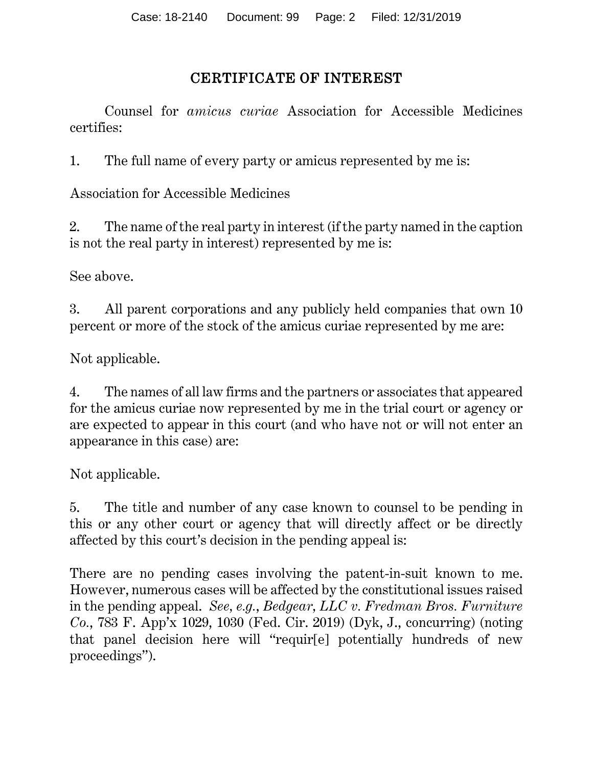# CERTIFICATE OF INTEREST

Counsel for *amicus curiae* Association for Accessible Medicines certifies:

1. The full name of every party or amicus represented by me is:

Association for Accessible Medicines

2. The name of the real party in interest (if the party named in the caption is not the real party in interest) represented by me is:

See above.

3. All parent corporations and any publicly held companies that own 10 percent or more of the stock of the amicus curiae represented by me are:

Not applicable.

4. The names of all law firms and the partners or associates that appeared for the amicus curiae now represented by me in the trial court or agency or are expected to appear in this court (and who have not or will not enter an appearance in this case) are:

Not applicable.

5. The title and number of any case known to counsel to be pending in this or any other court or agency that will directly affect or be directly affected by this court's decision in the pending appeal is:

There are no pending cases involving the patent-in-suit known to me. However, numerous cases will be affected by the constitutional issues raised in the pending appeal. *See, e.g.*, *Bedgear, LLC v. Fredman Bros. Furniture Co.*, 783 F. App'x 1029, 1030 (Fed. Cir. 2019) (Dyk, J., concurring) (noting that panel decision here will "requir[e] potentially hundreds of new proceedings").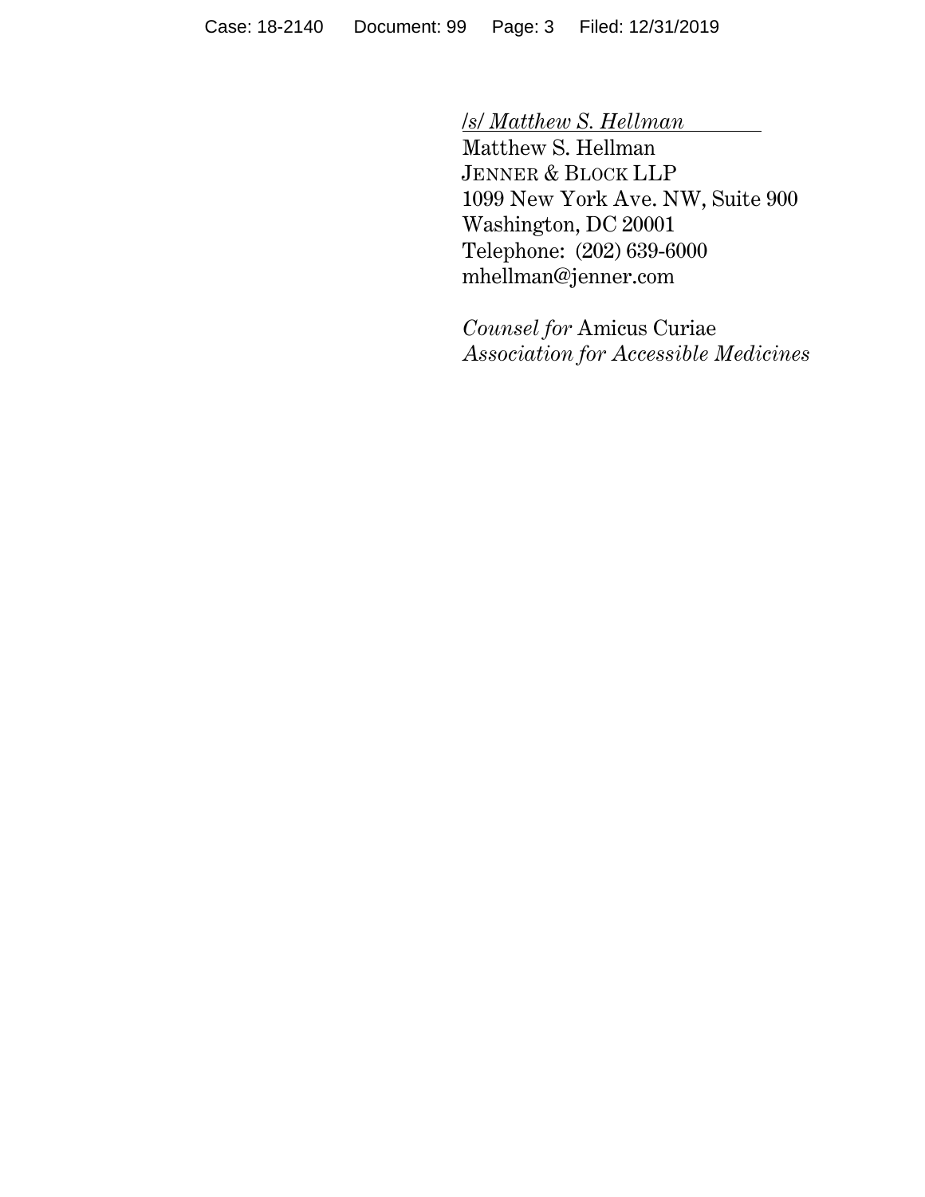*/s/ Matthew S. Hellman*

Matthew S. Hellman
JENNER & BLOCK LLP
1099 New York Ave. NW, Suite 900
Washington, DC 20001
Telephone: (202) 639-6000
mhellman@jenner.com

*Counsel for* Amicus Curiae
*Association for Accessible Medicines*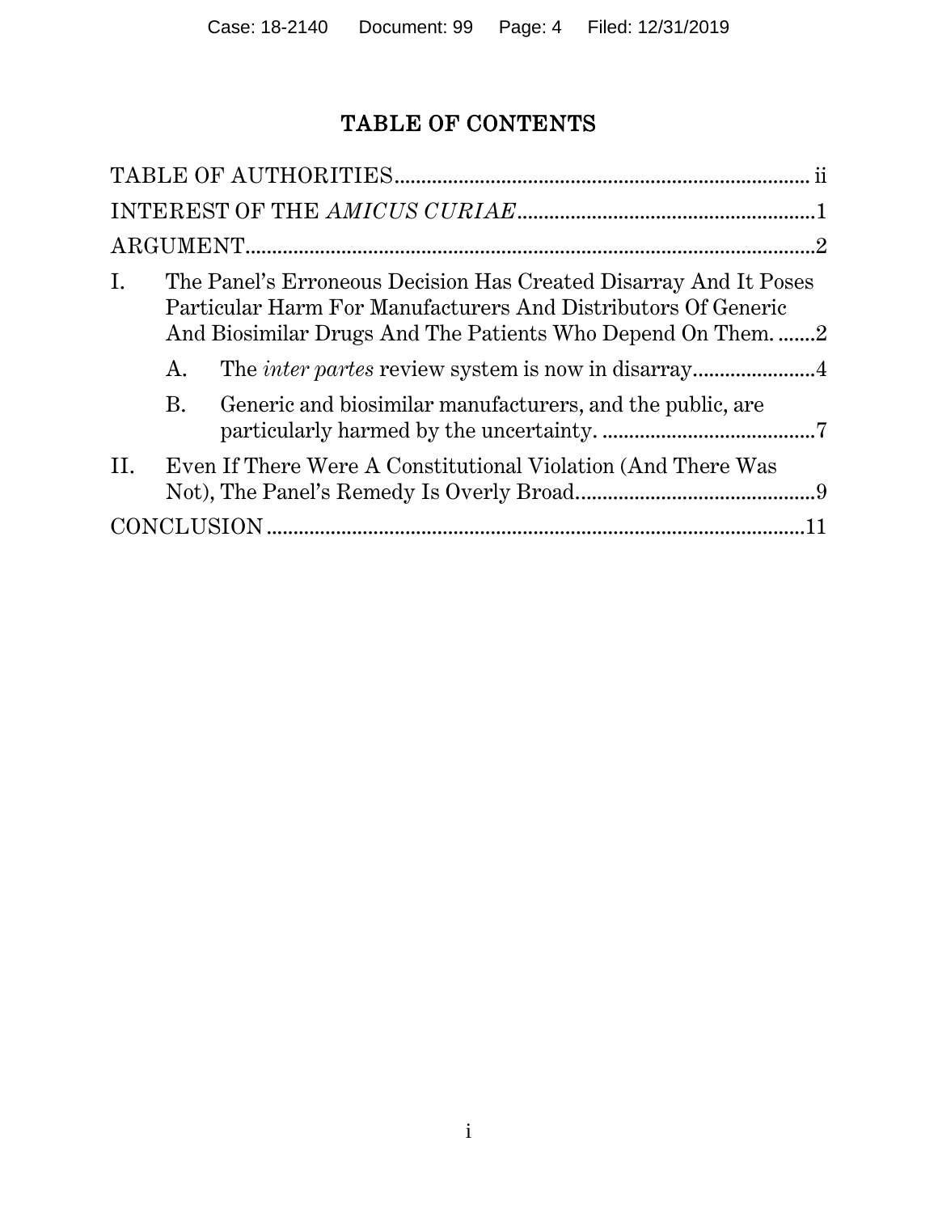# TABLE OF CONTENTS

TABLE OF AUTHORITIES ........................................................................ ii

INTEREST OF THE *AMICUS CURIAE* ........................................................ 1

ARGUMENT ........................................................................................... 2

I. The Panel's Erroneous Decision Has Created Disarray And It Poses Particular Harm For Manufacturers And Distributors Of Generic And Biosimilar Drugs And The Patients Who Depend On Them. ....... 2

   A. The *inter partes* review system is now in disarray ....................... 4

   B. Generic and biosimilar manufacturers, and the public, are particularly harmed by the uncertainty. ........................................ 7

II. Even If There Were A Constitutional Violation (And There Was Not), The Panel's Remedy Is Overly Broad ............................................. 9

CONCLUSION ..................................................................................... 11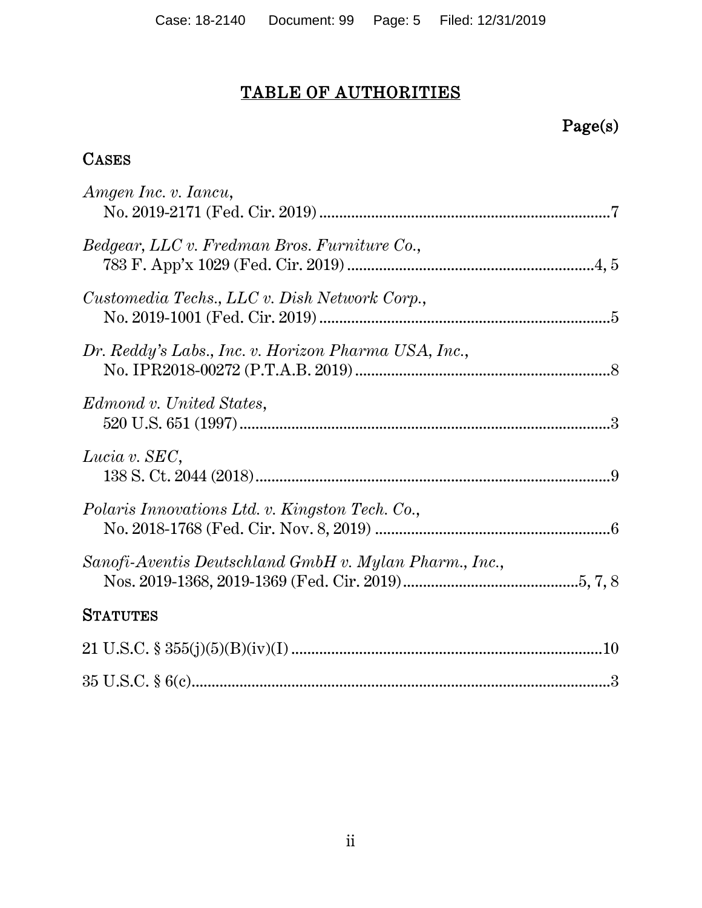# TABLE OF AUTHORITIES

Page(s)

## CASES

*Amgen Inc. v. Iancu*,
No. 2019-2171 (Fed. Cir. 2019) ........................................................................ 7

*Bedgear, LLC v. Fredman Bros. Furniture Co.*,
783 F. App'x 1029 (Fed. Cir. 2019) ............................................................... 4, 5

*Customedia Techs., LLC v. Dish Network Corp.*,
No. 2019-1001 (Fed. Cir. 2019) ........................................................................ 5

*Dr. Reddy's Labs., Inc. v. Horizon Pharma USA, Inc.*,
No. IPR2018-00272 (P.T.A.B. 2019) ................................................................ 8

*Edmond v. United States*,
520 U.S. 651 (1997) ........................................................................................... 3

*Lucia v. SEC*,
138 S. Ct. 2044 (2018) ....................................................................................... 9

*Polaris Innovations Ltd. v. Kingston Tech. Co.*,
No. 2018-1768 (Fed. Cir. Nov. 8, 2019) ........................................................... 6

*Sanofi-Aventis Deutschland GmbH v. Mylan Pharm., Inc.*,
Nos. 2019-1368, 2019-1369 (Fed. Cir. 2019) ............................................ 5, 7, 8

## STATUTES

21 U.S.C. § 355(j)(5)(B)(iv)(I) ............................................................................ 10

35 U.S.C. § 6(c) ..................................................................................................... 3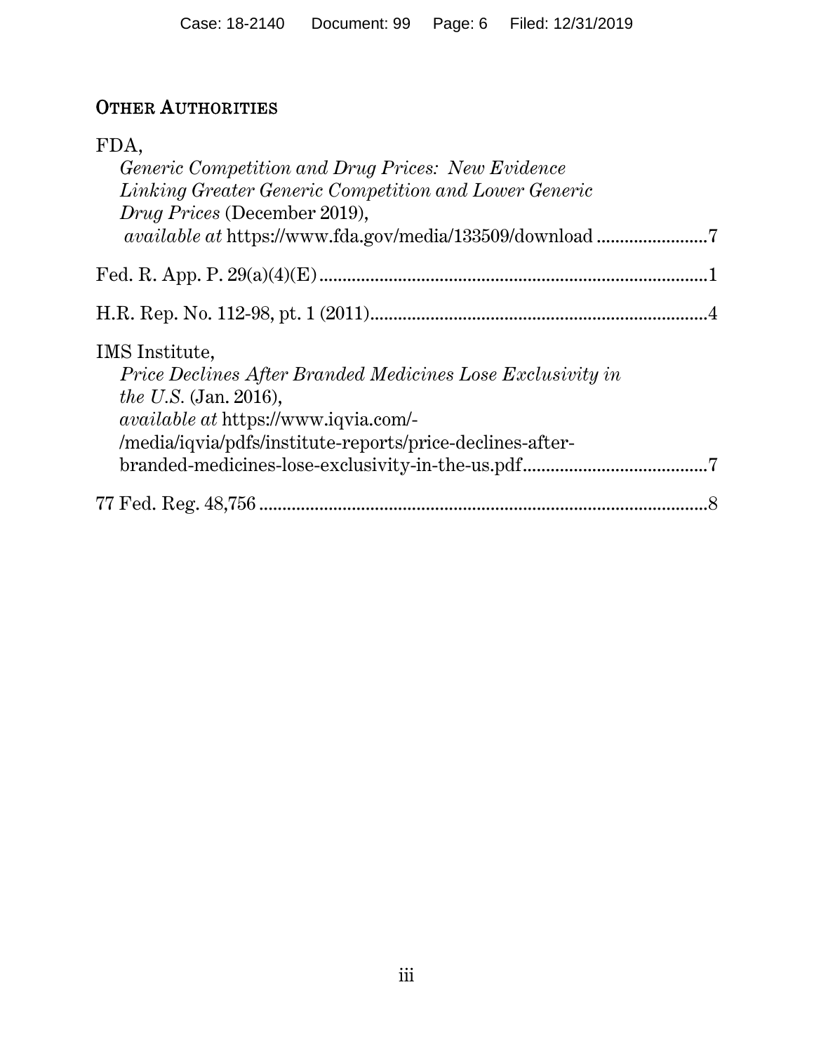## OTHER AUTHORITIES

FDA,
*Generic Competition and Drug Prices: New Evidence Linking Greater Generic Competition and Lower Generic Drug Prices* (December 2019), *available at* https://www.fda.gov/media/133509/download ........................7

Fed. R. App. P. 29(a)(4)(E) ....................................................................................1

H.R. Rep. No. 112-98, pt. 1 (2011)........................................................................4

IMS Institute,
*Price Declines After Branded Medicines Lose Exclusivity in the U.S.* (Jan. 2016), *available at* https://www.iqvia.com/-/media/iqvia/pdfs/institute-reports/price-declines-after-branded-medicines-lose-exclusivity-in-the-us.pdf........................................7

77 Fed. Reg. 48,756 ..................................................................................................8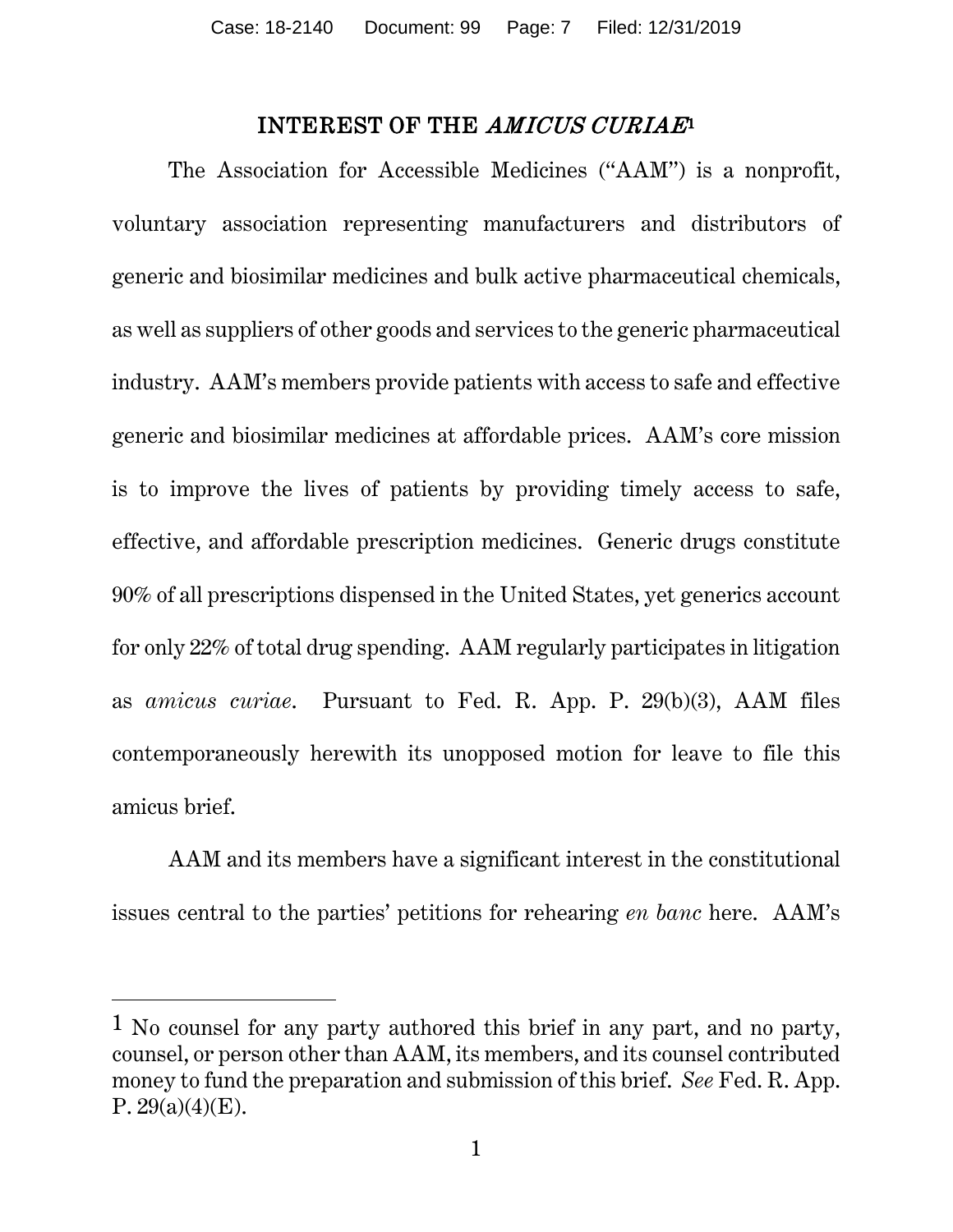## INTEREST OF THE *AMICUS CURIAE*[1]

The Association for Accessible Medicines ("AAM") is a nonprofit, voluntary association representing manufacturers and distributors of generic and biosimilar medicines and bulk active pharmaceutical chemicals, as well as suppliers of other goods and services to the generic pharmaceutical industry. AAM's members provide patients with access to safe and effective generic and biosimilar medicines at affordable prices. AAM's core mission is to improve the lives of patients by providing timely access to safe, effective, and affordable prescription medicines. Generic drugs constitute 90% of all prescriptions dispensed in the United States, yet generics account for only 22% of total drug spending. AAM regularly participates in litigation as *amicus curiae*. Pursuant to Fed. R. App. P. 29(b)(3), AAM files contemporaneously herewith its unopposed motion for leave to file this amicus brief.

AAM and its members have a significant interest in the constitutional issues central to the parties' petitions for rehearing *en banc* here. AAM's

---

[1] No counsel for any party authored this brief in any part, and no party, counsel, or person other than AAM, its members, and its counsel contributed money to fund the preparation and submission of this brief. *See* Fed. R. App. P. 29(a)(4)(E).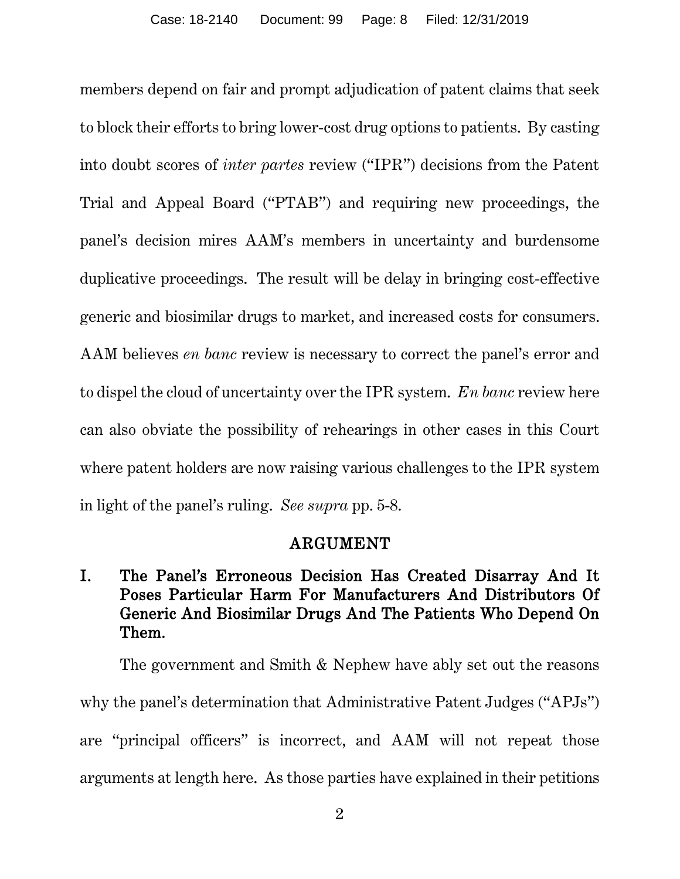members depend on fair and prompt adjudication of patent claims that seek to block their efforts to bring lower-cost drug options to patients. By casting into doubt scores of *inter partes* review ("IPR") decisions from the Patent Trial and Appeal Board ("PTAB") and requiring new proceedings, the panel's decision mires AAM's members in uncertainty and burdensome duplicative proceedings. The result will be delay in bringing cost-effective generic and biosimilar drugs to market, and increased costs for consumers. AAM believes *en banc* review is necessary to correct the panel's error and to dispel the cloud of uncertainty over the IPR system. *En banc* review here can also obviate the possibility of rehearings in other cases in this Court where patent holders are now raising various challenges to the IPR system in light of the panel's ruling. *See supra* pp. 5-8.

## ARGUMENT

### I. The Panel's Erroneous Decision Has Created Disarray And It Poses Particular Harm For Manufacturers And Distributors Of Generic And Biosimilar Drugs And The Patients Who Depend On Them.

The government and Smith & Nephew have ably set out the reasons why the panel's determination that Administrative Patent Judges ("APJs") are "principal officers" is incorrect, and AAM will not repeat those arguments at length here. As those parties have explained in their petitions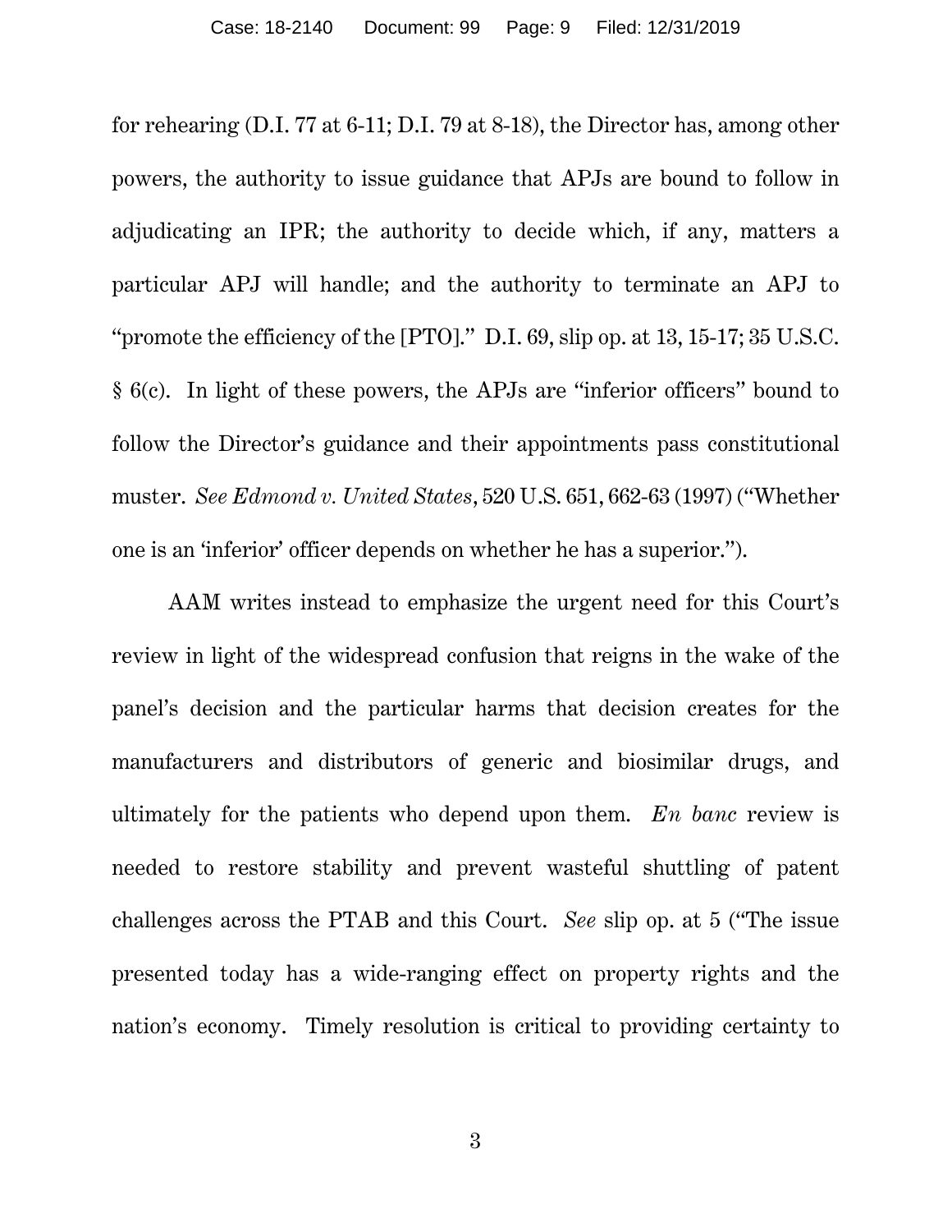for rehearing (D.I. 77 at 6-11; D.I. 79 at 8-18), the Director has, among other powers, the authority to issue guidance that APJs are bound to follow in adjudicating an IPR; the authority to decide which, if any, matters a particular APJ will handle; and the authority to terminate an APJ to "promote the efficiency of the [PTO]." D.I. 69, slip op. at 13, 15-17; 35 U.S.C. § 6(c). In light of these powers, the APJs are "inferior officers" bound to follow the Director's guidance and their appointments pass constitutional muster. *See Edmond v. United States*, 520 U.S. 651, 662-63 (1997) ("Whether one is an 'inferior' officer depends on whether he has a superior.").

AAM writes instead to emphasize the urgent need for this Court's review in light of the widespread confusion that reigns in the wake of the panel's decision and the particular harms that decision creates for the manufacturers and distributors of generic and biosimilar drugs, and ultimately for the patients who depend upon them. *En banc* review is needed to restore stability and prevent wasteful shuttling of patent challenges across the PTAB and this Court. *See* slip op. at 5 ("The issue presented today has a wide-ranging effect on property rights and the nation's economy. Timely resolution is critical to providing certainty to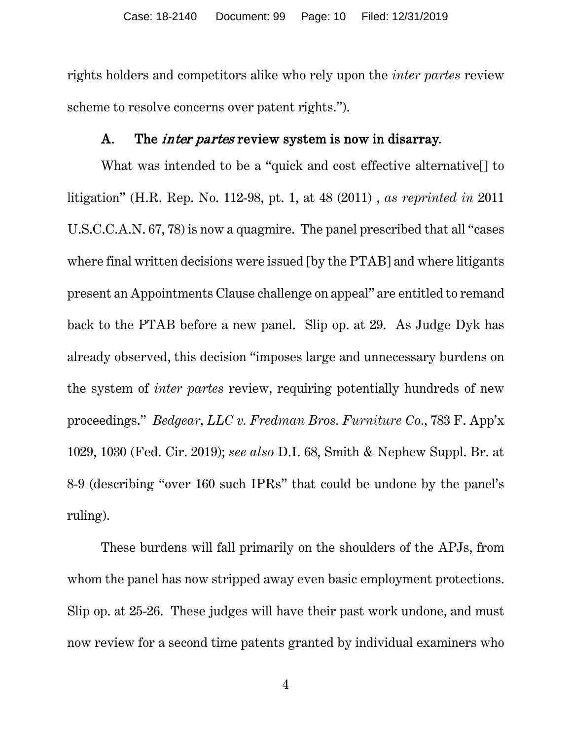rights holders and competitors alike who rely upon the *inter partes* review scheme to resolve concerns over patent rights.").

### A. The *inter partes* review system is now in disarray.

What was intended to be a "quick and cost effective alternative[] to litigation" (H.R. Rep. No. 112-98, pt. 1, at 48 (2011) , *as reprinted in* 2011 U.S.C.C.A.N. 67, 78) is now a quagmire. The panel prescribed that all "cases where final written decisions were issued [by the PTAB] and where litigants present an Appointments Clause challenge on appeal" are entitled to remand back to the PTAB before a new panel. Slip op. at 29. As Judge Dyk has already observed, this decision "imposes large and unnecessary burdens on the system of *inter partes* review, requiring potentially hundreds of new proceedings." *Bedgear, LLC v. Fredman Bros. Furniture Co.*, 783 F. App'x 1029, 1030 (Fed. Cir. 2019); *see also* D.I. 68, Smith & Nephew Suppl. Br. at 8-9 (describing "over 160 such IPRs" that could be undone by the panel's ruling).

These burdens will fall primarily on the shoulders of the APJs, from whom the panel has now stripped away even basic employment protections. Slip op. at 25-26. These judges will have their past work undone, and must now review for a second time patents granted by individual examiners who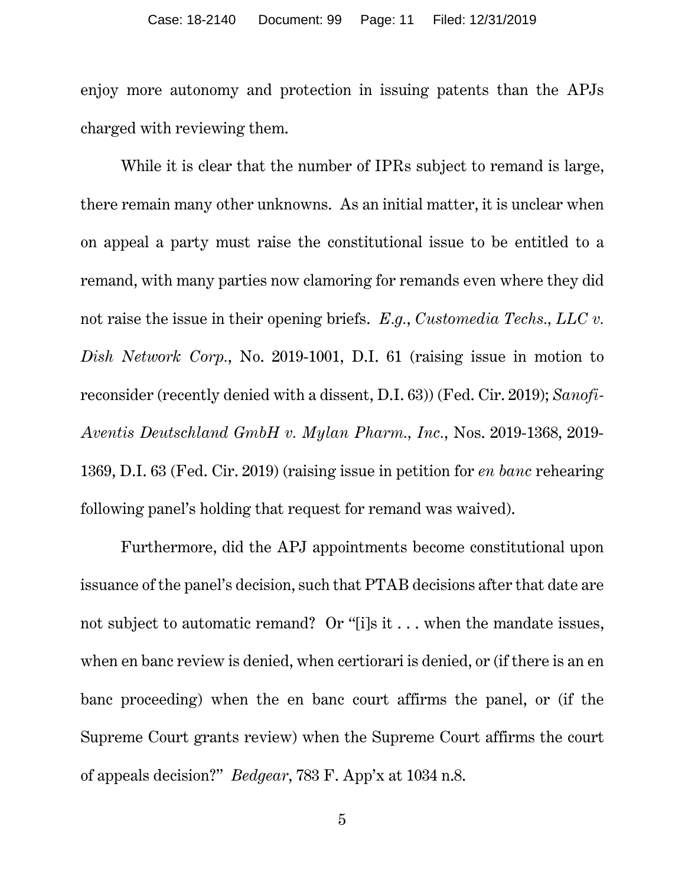enjoy more autonomy and protection in issuing patents than the APJs charged with reviewing them.

While it is clear that the number of IPRs subject to remand is large, there remain many other unknowns. As an initial matter, it is unclear when on appeal a party must raise the constitutional issue to be entitled to a remand, with many parties now clamoring for remands even where they did not raise the issue in their opening briefs. *E.g.*, *Customedia Techs., LLC v. Dish Network Corp.*, No. 2019-1001, D.I. 61 (raising issue in motion to reconsider (recently denied with a dissent, D.I. 63)) (Fed. Cir. 2019); *Sanofi-Aventis Deutschland GmbH v. Mylan Pharm., Inc.*, Nos. 2019-1368, 2019-1369, D.I. 63 (Fed. Cir. 2019) (raising issue in petition for *en banc* rehearing following panel's holding that request for remand was waived).

Furthermore, did the APJ appointments become constitutional upon issuance of the panel's decision, such that PTAB decisions after that date are not subject to automatic remand? Or "[i]s it . . . when the mandate issues, when en banc review is denied, when certiorari is denied, or (if there is an en banc proceeding) when the en banc court affirms the panel, or (if the Supreme Court grants review) when the Supreme Court affirms the court of appeals decision?" *Bedgear*, 783 F. App'x at 1034 n.8.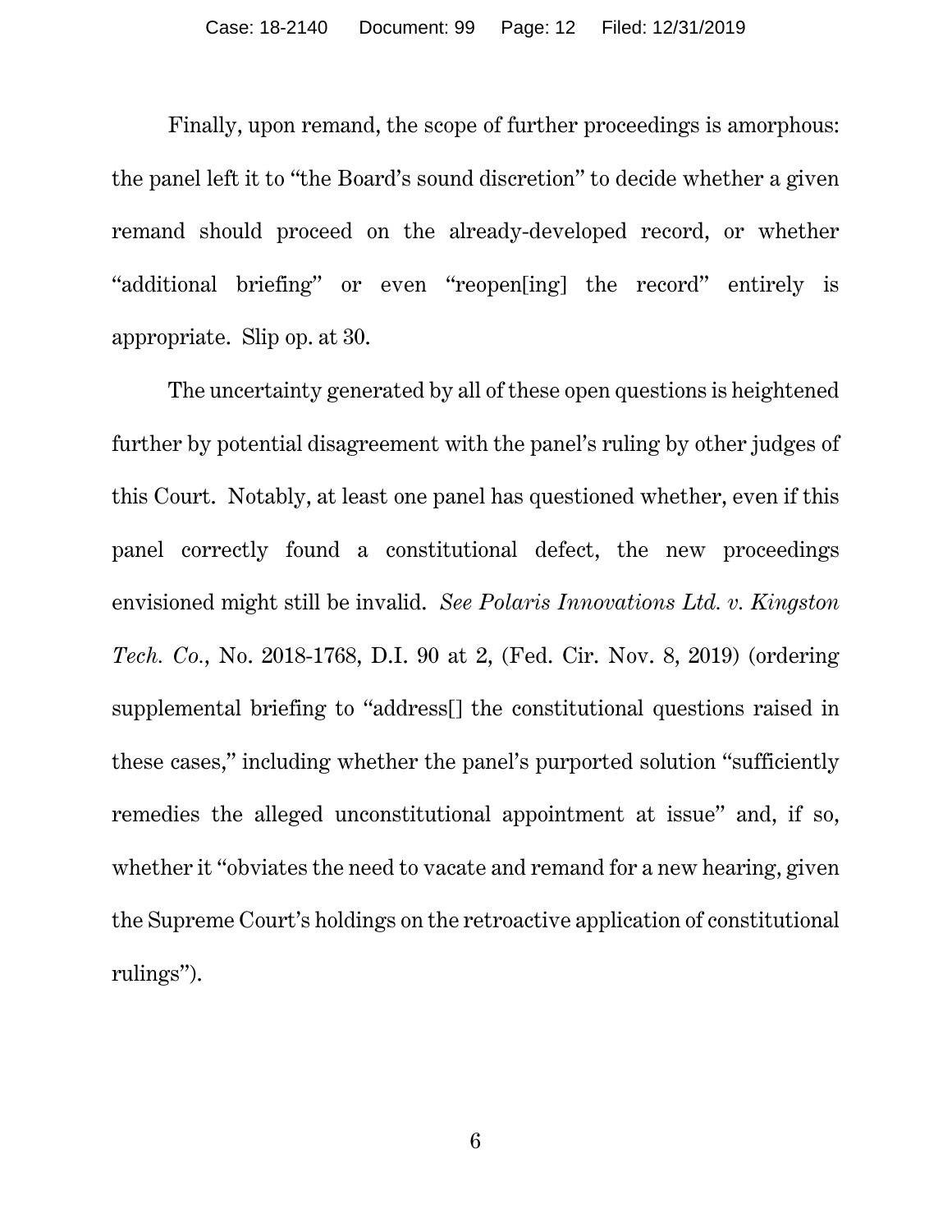Finally, upon remand, the scope of further proceedings is amorphous: the panel left it to "the Board's sound discretion" to decide whether a given remand should proceed on the already-developed record, or whether "additional briefing" or even "reopen[ing] the record" entirely is appropriate. Slip op. at 30.

The uncertainty generated by all of these open questions is heightened further by potential disagreement with the panel's ruling by other judges of this Court. Notably, at least one panel has questioned whether, even if this panel correctly found a constitutional defect, the new proceedings envisioned might still be invalid. *See Polaris Innovations Ltd. v. Kingston Tech. Co.*, No. 2018-1768, D.I. 90 at 2, (Fed. Cir. Nov. 8, 2019) (ordering supplemental briefing to "address[] the constitutional questions raised in these cases," including whether the panel's purported solution "sufficiently remedies the alleged unconstitutional appointment at issue" and, if so, whether it "obviates the need to vacate and remand for a new hearing, given the Supreme Court's holdings on the retroactive application of constitutional rulings").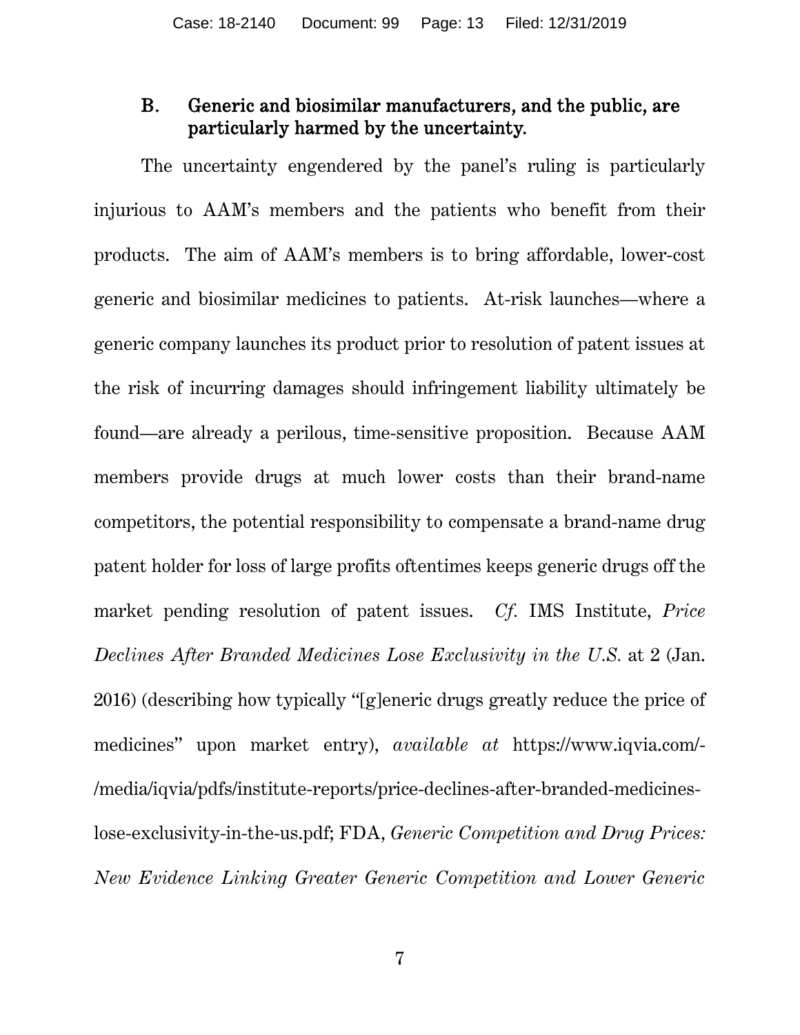### B. Generic and biosimilar manufacturers, and the public, are particularly harmed by the uncertainty.

The uncertainty engendered by the panel's ruling is particularly injurious to AAM's members and the patients who benefit from their products. The aim of AAM's members is to bring affordable, lower-cost generic and biosimilar medicines to patients. At-risk launches—where a generic company launches its product prior to resolution of patent issues at the risk of incurring damages should infringement liability ultimately be found—are already a perilous, time-sensitive proposition. Because AAM members provide drugs at much lower costs than their brand-name competitors, the potential responsibility to compensate a brand-name drug patent holder for loss of large profits oftentimes keeps generic drugs off the market pending resolution of patent issues. *Cf.* IMS Institute, *Price Declines After Branded Medicines Lose Exclusivity in the U.S.* at 2 (Jan. 2016) (describing how typically "[g]eneric drugs greatly reduce the price of medicines" upon market entry), *available at* https://www.iqvia.com/-/media/iqvia/pdfs/institute-reports/price-declines-after-branded-medicines-lose-exclusivity-in-the-us.pdf; FDA, *Generic Competition and Drug Prices: New Evidence Linking Greater Generic Competition and Lower Generic*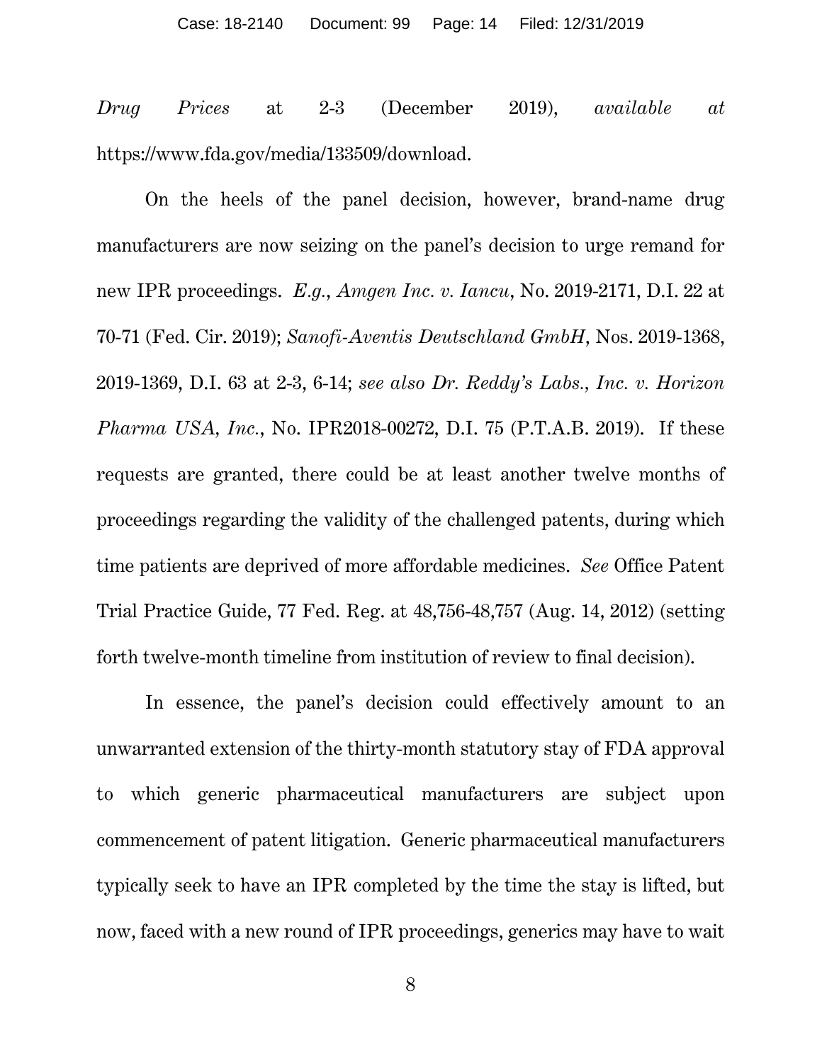*Drug Prices* at 2-3 (December 2019), *available at* https://www.fda.gov/media/133509/download.

On the heels of the panel decision, however, brand-name drug manufacturers are now seizing on the panel's decision to urge remand for new IPR proceedings. *E.g.*, *Amgen Inc. v. Iancu*, No. 2019-2171, D.I. 22 at 70-71 (Fed. Cir. 2019); *Sanofi-Aventis Deutschland GmbH*, Nos. 2019-1368, 2019-1369, D.I. 63 at 2-3, 6-14; *see also Dr. Reddy's Labs., Inc. v. Horizon Pharma USA, Inc.*, No. IPR2018-00272, D.I. 75 (P.T.A.B. 2019). If these requests are granted, there could be at least another twelve months of proceedings regarding the validity of the challenged patents, during which time patients are deprived of more affordable medicines. *See* Office Patent Trial Practice Guide, 77 Fed. Reg. at 48,756-48,757 (Aug. 14, 2012) (setting forth twelve-month timeline from institution of review to final decision).

In essence, the panel's decision could effectively amount to an unwarranted extension of the thirty-month statutory stay of FDA approval to which generic pharmaceutical manufacturers are subject upon commencement of patent litigation. Generic pharmaceutical manufacturers typically seek to have an IPR completed by the time the stay is lifted, but now, faced with a new round of IPR proceedings, generics may have to wait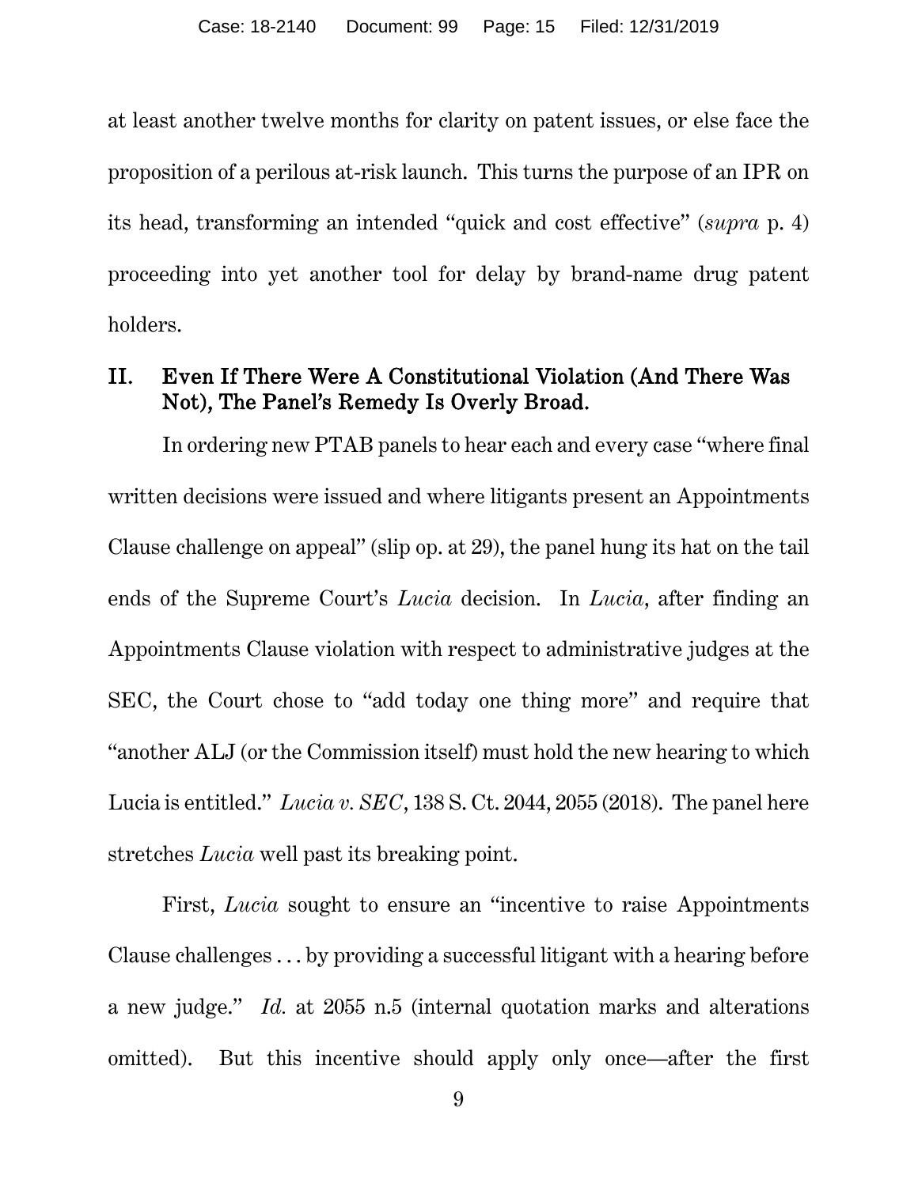at least another twelve months for clarity on patent issues, or else face the proposition of a perilous at-risk launch. This turns the purpose of an IPR on its head, transforming an intended "quick and cost effective" (*supra* p. 4) proceeding into yet another tool for delay by brand-name drug patent holders.

## II. Even If There Were A Constitutional Violation (And There Was Not), The Panel's Remedy Is Overly Broad.

In ordering new PTAB panels to hear each and every case "where final written decisions were issued and where litigants present an Appointments Clause challenge on appeal" (slip op. at 29), the panel hung its hat on the tail ends of the Supreme Court's *Lucia* decision. In *Lucia*, after finding an Appointments Clause violation with respect to administrative judges at the SEC, the Court chose to "add today one thing more" and require that "another ALJ (or the Commission itself) must hold the new hearing to which Lucia is entitled." *Lucia v. SEC*, 138 S. Ct. 2044, 2055 (2018). The panel here stretches *Lucia* well past its breaking point.

First, *Lucia* sought to ensure an "incentive to raise Appointments Clause challenges . . . by providing a successful litigant with a hearing before a new judge." *Id.* at 2055 n.5 (internal quotation marks and alterations omitted). But this incentive should apply only once—after the first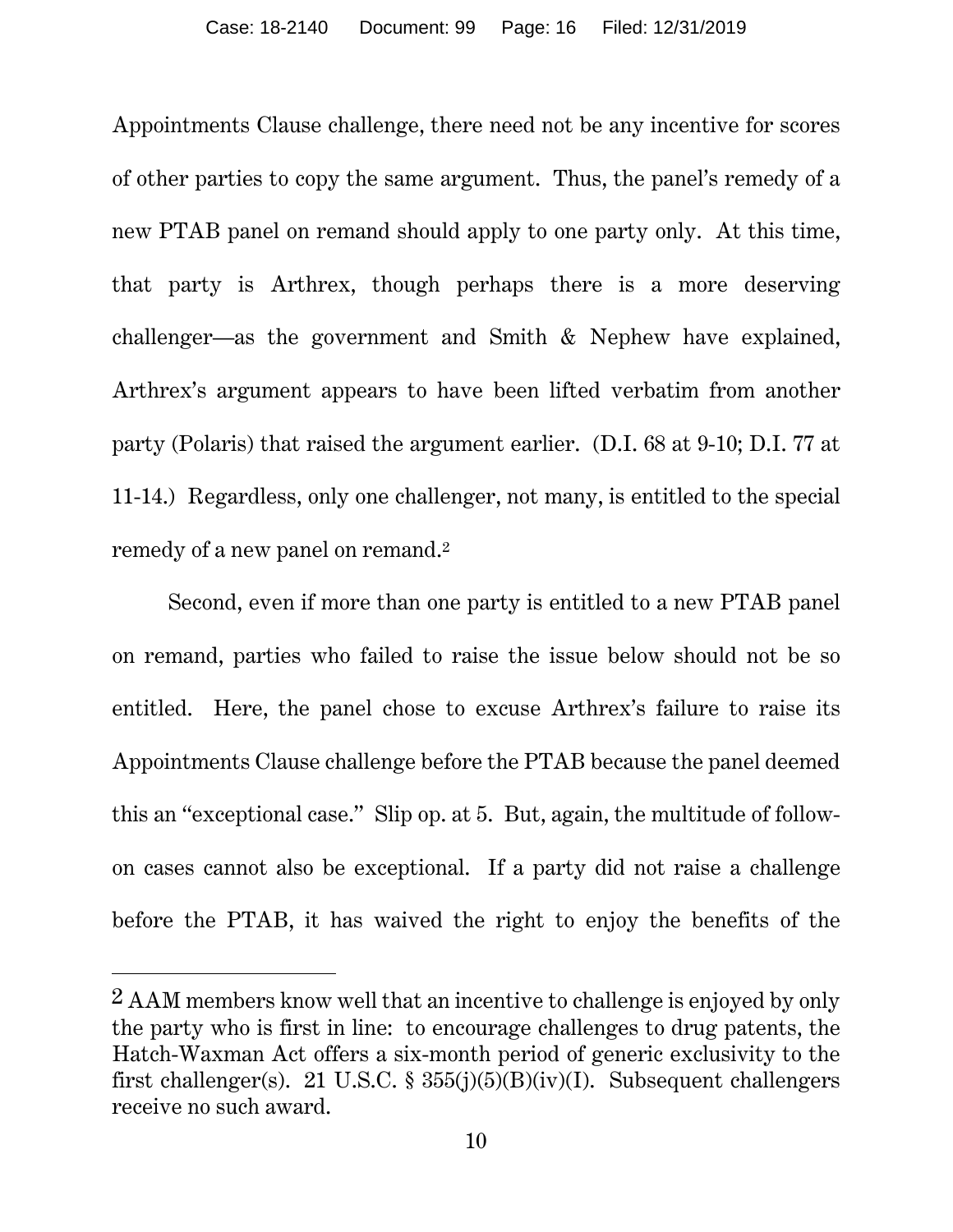Appointments Clause challenge, there need not be any incentive for scores of other parties to copy the same argument. Thus, the panel's remedy of a new PTAB panel on remand should apply to one party only. At this time, that party is Arthrex, though perhaps there is a more deserving challenger—as the government and Smith & Nephew have explained, Arthrex's argument appears to have been lifted verbatim from another party (Polaris) that raised the argument earlier. (D.I. 68 at 9-10; D.I. 77 at 11-14.) Regardless, only one challenger, not many, is entitled to the special remedy of a new panel on remand.[2]

Second, even if more than one party is entitled to a new PTAB panel on remand, parties who failed to raise the issue below should not be so entitled. Here, the panel chose to excuse Arthrex's failure to raise its Appointments Clause challenge before the PTAB because the panel deemed this an "exceptional case." Slip op. at 5. But, again, the multitude of follow-on cases cannot also be exceptional. If a party did not raise a challenge before the PTAB, it has waived the right to enjoy the benefits of the

---

[2] AAM members know well that an incentive to challenge is enjoyed by only the party who is first in line: to encourage challenges to drug patents, the Hatch-Waxman Act offers a six-month period of generic exclusivity to the first challenger(s). 21 U.S.C. § 355(j)(5)(B)(iv)(I). Subsequent challengers receive no such award.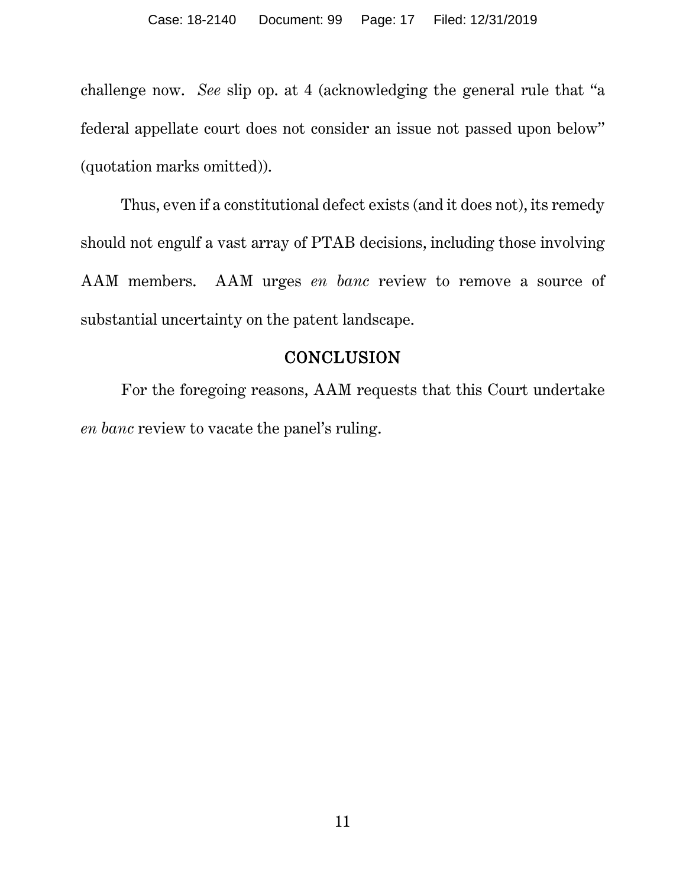challenge now. *See* slip op. at 4 (acknowledging the general rule that "a federal appellate court does not consider an issue not passed upon below" (quotation marks omitted)).

Thus, even if a constitutional defect exists (and it does not), its remedy should not engulf a vast array of PTAB decisions, including those involving AAM members. AAM urges *en banc* review to remove a source of substantial uncertainty on the patent landscape.

## CONCLUSION

For the foregoing reasons, AAM requests that this Court undertake *en banc* review to vacate the panel's ruling.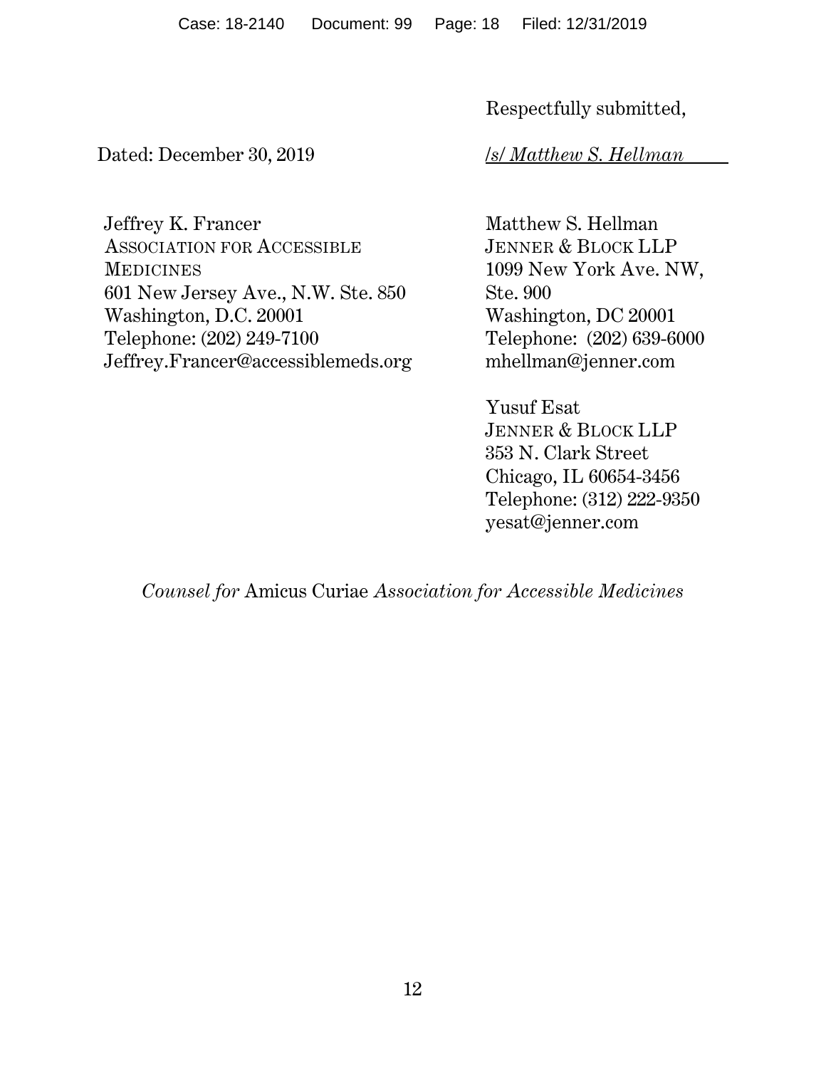Respectfully submitted,

Dated: December 30, 2019

*/s/ Matthew S. Hellman*

Jeffrey K. Francer
ASSOCIATION FOR ACCESSIBLE MEDICINES
601 New Jersey Ave., N.W. Ste. 850
Washington, D.C. 20001
Telephone: (202) 249-7100
Jeffrey.Francer@accessiblemeds.org

Matthew S. Hellman
JENNER & BLOCK LLP
1099 New York Ave. NW, Ste. 900
Washington, DC 20001
Telephone: (202) 639-6000
mhellman@jenner.com

Yusuf Esat
JENNER & BLOCK LLP
353 N. Clark Street
Chicago, IL 60654-3456
Telephone: (312) 222-9350
yesat@jenner.com

*Counsel for* Amicus Curiae *Association for Accessible Medicines*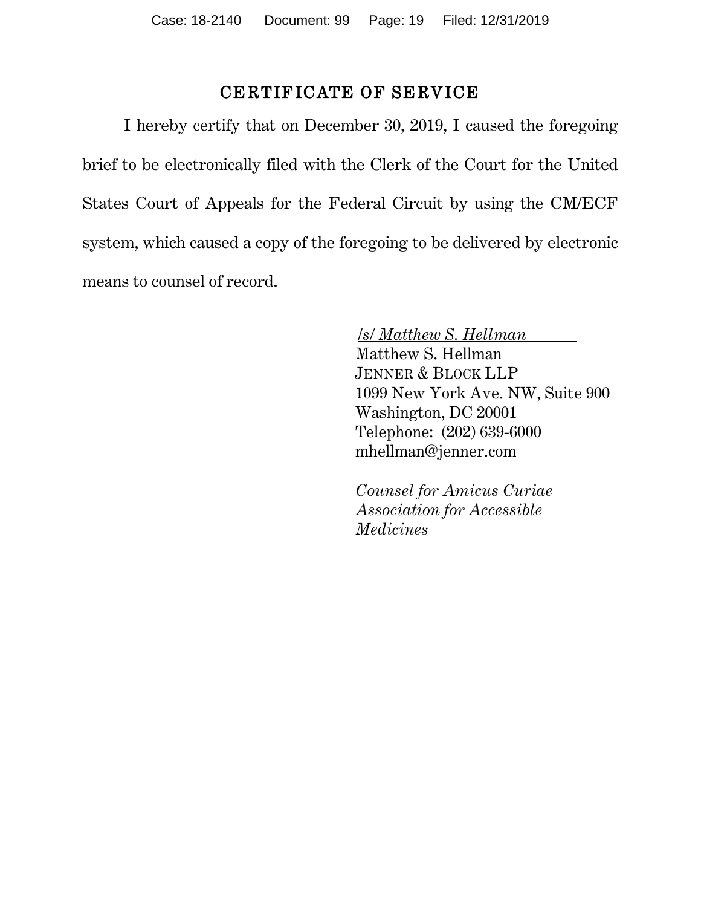## CERTIFICATE OF SERVICE

I hereby certify that on December 30, 2019, I caused the foregoing brief to be electronically filed with the Clerk of the Court for the United States Court of Appeals for the Federal Circuit by using the CM/ECF system, which caused a copy of the foregoing to be delivered by electronic means to counsel of record.

/s/ *Matthew S. Hellman*
Matthew S. Hellman
JENNER & BLOCK LLP
1099 New York Ave. NW, Suite 900
Washington, DC 20001
Telephone: (202) 639-6000
mhellman@jenner.com

*Counsel for Amicus Curiae Association for Accessible Medicines*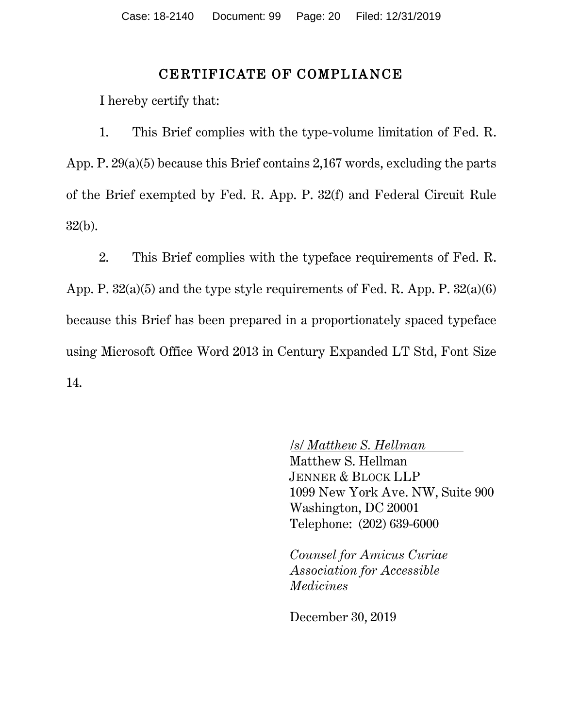## CERTIFICATE OF COMPLIANCE

I hereby certify that:

1. This Brief complies with the type-volume limitation of Fed. R. App. P. 29(a)(5) because this Brief contains 2,167 words, excluding the parts of the Brief exempted by Fed. R. App. P. 32(f) and Federal Circuit Rule 32(b).

2. This Brief complies with the typeface requirements of Fed. R. App. P. 32(a)(5) and the type style requirements of Fed. R. App. P. 32(a)(6) because this Brief has been prepared in a proportionately spaced typeface using Microsoft Office Word 2013 in Century Expanded LT Std, Font Size 14.

*/s/ Matthew S. Hellman*
Matthew S. Hellman
JENNER & BLOCK LLP
1099 New York Ave. NW, Suite 900
Washington, DC 20001
Telephone: (202) 639-6000

*Counsel for Amicus Curiae Association for Accessible Medicines*

December 30, 2019